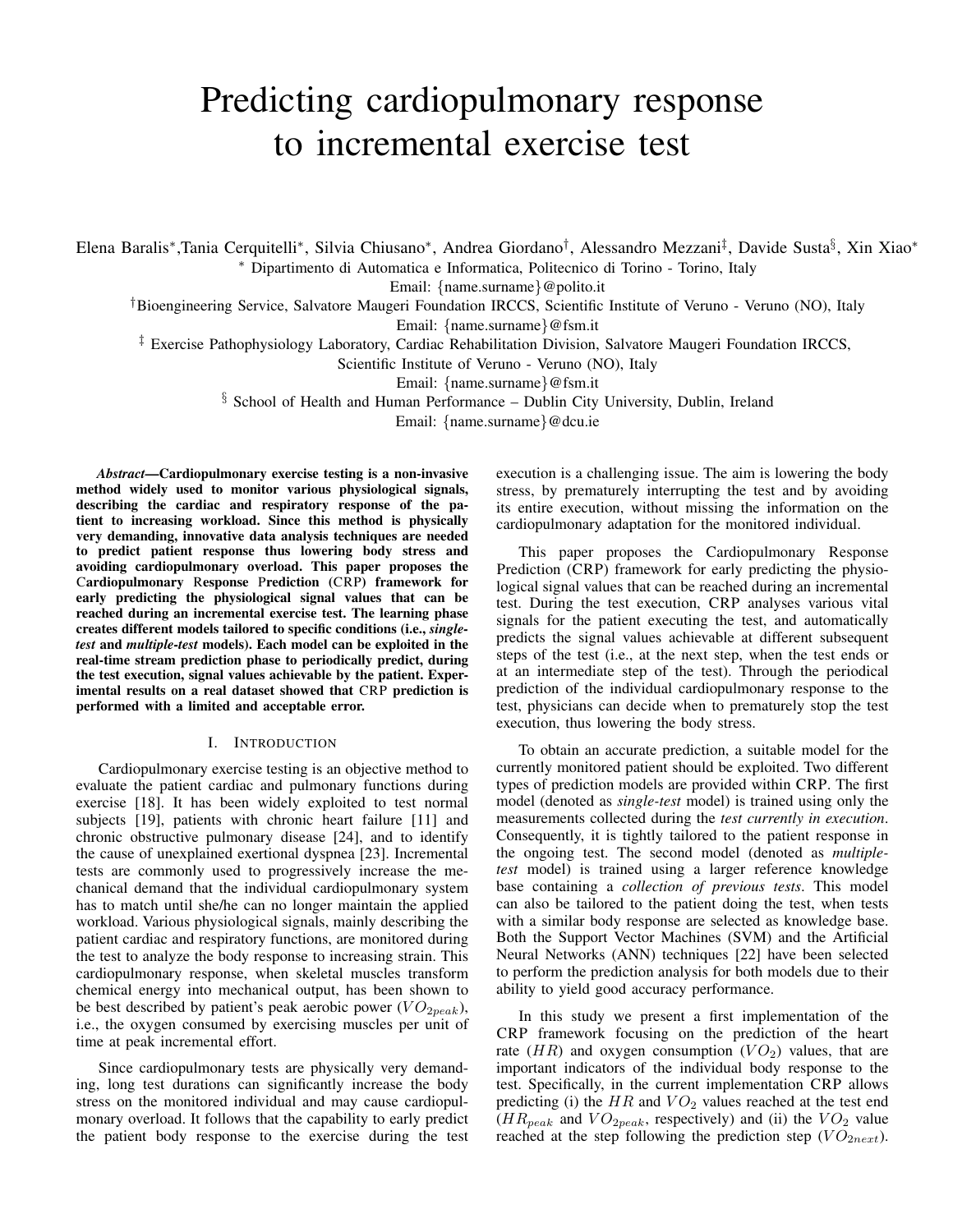# Predicting cardiopulmonary response to incremental exercise test

Elena Baralis*, Tania Cerquitelli*, Silvia Chiusano*, Andrea Giordano†, Alessandro Mezzani‡, Davide Susta§, Xin Xiao*

\* Dipartimento di Automatica e Informatica, Politecnico di Torino - Torino, Italy
Email: {name.surname}@polito.it

† Bioengineering Service, Salvatore Maugeri Foundation IRCCS, Scientific Institute of Veruno - Veruno (NO), Italy
Email: {name.surname}@fsm.it

‡ Exercise Pathophysiology Laboratory, Cardiac Rehabilitation Division, Salvatore Maugeri Foundation IRCCS, Scientific Institute of Veruno - Veruno (NO), Italy
Email: {name.surname}@fsm.it

§ School of Health and Human Performance – Dublin City University, Dublin, Ireland
Email: {name.surname}@dcu.ie

***Abstract*—Cardiopulmonary exercise testing is a non-invasive method widely used to monitor various physiological signals, describing the cardiac and respiratory response of the patient to increasing workload. Since this method is physically very demanding, innovative data analysis techniques are needed to predict patient response thus lowering body stress and avoiding cardiopulmonary overload. This paper proposes the Cardiopulmonary Response Prediction (CRP) framework for early predicting the physiological signal values that can be reached during an incremental exercise test. The learning phase creates different models tailored to specific conditions (i.e., *single-test* and *multiple-test* models). Each model can be exploited in the real-time stream prediction phase to periodically predict, during the test execution, signal values achievable by the patient. Experimental results on a real dataset showed that CRP prediction is performed with a limited and acceptable error.**

## I. Introduction

Cardiopulmonary exercise testing is an objective method to evaluate the patient cardiac and pulmonary functions during exercise [18]. It has been widely exploited to test normal subjects [19], patients with chronic heart failure [11] and chronic obstructive pulmonary disease [24], and to identify the cause of unexplained exertional dyspnea [23]. Incremental tests are commonly used to progressively increase the mechanical demand that the individual cardiopulmonary system has to match until she/he can no longer maintain the applied workload. Various physiological signals, mainly describing the patient cardiac and respiratory functions, are monitored during the test to analyze the body response to increasing strain. This cardiopulmonary response, when skeletal muscles transform chemical energy into mechanical output, has been shown to be best described by patient's peak aerobic power ($VO_{2peak}$), i.e., the oxygen consumed by exercising muscles per unit of time at peak incremental effort.

Since cardiopulmonary tests are physically very demanding, long test durations can significantly increase the body stress on the monitored individual and may cause cardiopulmonary overload. It follows that the capability to early predict the patient body response to the exercise during the test execution is a challenging issue. The aim is lowering the body stress, by prematurely interrupting the test and by avoiding its entire execution, without missing the information on the cardiopulmonary adaptation for the monitored individual.

This paper proposes the Cardiopulmonary Response Prediction (CRP) framework for early predicting the physiological signal values that can be reached during an incremental test. During the test execution, CRP analyses various vital signals for the patient executing the test, and automatically predicts the signal values achievable at different subsequent steps of the test (i.e., at the next step, when the test ends or at an intermediate step of the test). Through the periodical prediction of the individual cardiopulmonary response to the test, physicians can decide when to prematurely stop the test execution, thus lowering the body stress.

To obtain an accurate prediction, a suitable model for the currently monitored patient should be exploited. Two different types of prediction models are provided within CRP. The first model (denoted as *single-test* model) is trained using only the measurements collected during the *test currently in execution*. Consequently, it is tightly tailored to the patient response in the ongoing test. The second model (denoted as *multiple-test* model) is trained using a larger reference knowledge base containing a *collection of previous tests*. This model can also be tailored to the patient doing the test, when tests with a similar body response are selected as knowledge base. Both the Support Vector Machines (SVM) and the Artificial Neural Networks (ANN) techniques [22] have been selected to perform the prediction analysis for both models due to their ability to yield good accuracy performance.

In this study we present a first implementation of the CRP framework focusing on the prediction of the heart rate ($HR$) and oxygen consumption ($VO_2$) values, that are important indicators of the individual body response to the test. Specifically, in the current implementation CRP allows predicting (i) the $HR$ and $VO_2$ values reached at the test end ($HR_{peak}$ and $VO_{2peak}$, respectively) and (ii) the $VO_2$ value reached at the step following the prediction step ($VO_{2next}$).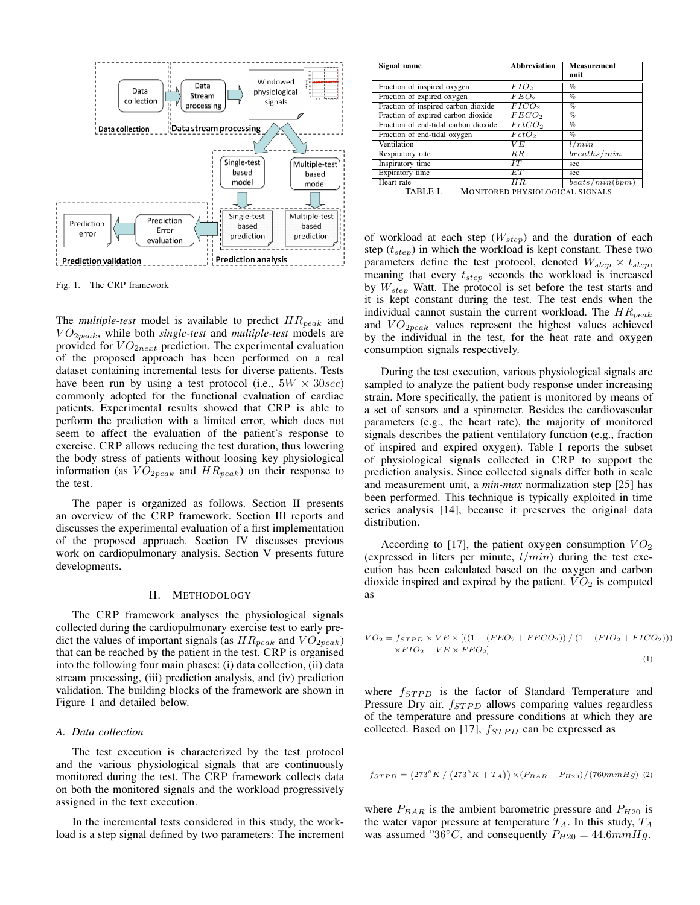Fig. 1. The CRP framework

The *multiple-test* model is available to predict $HR_{peak}$ and $VO_{2peak}$, while both *single-test* and *multiple-test* models are provided for $VO_{2next}$ prediction. The experimental evaluation of the proposed approach has been performed on a real dataset containing incremental tests for diverse patients. Tests have been run by using a test protocol (i.e., $5W \times 30sec$) commonly adopted for the functional evaluation of cardiac patients. Experimental results showed that CRP is able to perform the prediction with a limited error, which does not seem to affect the evaluation of the patient's response to exercise. CRP allows reducing the test duration, thus lowering the body stress of patients without loosing key physiological information (as $VO_{2peak}$ and $HR_{peak}$) on their response to the test.

The paper is organized as follows. Section II presents an overview of the CRP framework. Section III reports and discusses the experimental evaluation of a first implementation of the proposed approach. Section IV discusses previous work on cardiopulmonary analysis. Section V presents future developments.

## II. Methodology

The CRP framework analyses the physiological signals collected during the cardiopulmonary exercise test to early predict the values of important signals (as $HR_{peak}$ and $VO_{2peak}$) that can be reached by the patient in the test. CRP is organised into the following four main phases: (i) data collection, (ii) data stream processing, (iii) prediction analysis, and (iv) prediction validation. The building blocks of the framework are shown in Figure 1 and detailed below.

### A. Data collection

The test execution is characterized by the test protocol and the various physiological signals that are continuously monitored during the test. The CRP framework collects data on both the monitored signals and the workload progressively assigned in the text execution.

In the incremental tests considered in this study, the workload is a step signal defined by two parameters: The increment of workload at each step ($W_{step}$) and the duration of each step ($t_{step}$) in which the workload is kept constant. These two parameters define the test protocol, denoted $W_{step} \times t_{step}$, meaning that every $t_{step}$ seconds the workload is increased by $W_{step}$ Watt. The protocol is set before the test starts and it is kept constant during the test. The test ends when the individual cannot sustain the current workload. The $HR_{peak}$ and $VO_{2peak}$ values represent the highest values achieved by the individual in the test, for the heat rate and oxygen consumption signals respectively.

| Signal name | Abbreviation | Measurement unit |
|---|---|---|
| Fraction of inspired oxygen | $FIO_2$ | % |
| Fraction of expired oxygen | $FEO_2$ | % |
| Fraction of inspired carbon dioxide | $FICO_2$ | % |
| Fraction of expired carbon dioxide | $FECO_2$ | % |
| Fraction of end-tidal carbon dioxide | $FetCO_2$ | % |
| Fraction of end-tidal oxygen | $FetO_2$ | % |
| Ventilation | $VE$ | $l/min$ |
| Respiratory rate | $RR$ | $breaths/min$ |
| Inspiratory time | $IT$ | sec |
| Expiratory time | $ET$ | sec |
| Heart rate | $HR$ | $beats/min(bpm)$ |

TABLE I. Monitored physiological signals

During the test execution, various physiological signals are sampled to analyze the patient body response under increasing strain. More specifically, the patient is monitored by means of a set of sensors and a spirometer. Besides the cardiovascular parameters (e.g., the heart rate), the majority of monitored signals describes the patient ventilatory function (e.g., fraction of inspired and expired oxygen). Table I reports the subset of physiological signals collected in CRP to support the prediction analysis. Since collected signals differ both in scale and measurement unit, a *min-max* normalization step [25] has been performed. This technique is typically exploited in time series analysis [14], because it preserves the original data distribution.

According to [17], the patient oxygen consumption $VO_2$ (expressed in liters per minute, $l/min$) during the test execution has been calculated based on the oxygen and carbon dioxide inspired and expired by the patient. $VO_2$ is computed as

$$VO_2 = f_{STPD} \times VE \times [((1-(FEO_2+FECO_2))\;/\;(1-(FIO_2+FICO_2))) \times FIO_2 - VE \times FEO_2] \tag{1}$$

where $f_{STPD}$ is the factor of Standard Temperature and Pressure Dry air. $f_{STPD}$ allows comparing values regardless of the temperature and pressure conditions at which they are collected. Based on [17], $f_{STPD}$ can be expressed as

$$f_{STPD} = (273^{\circ}K\;/\;(273^{\circ}K + T_A)) \times (P_{BAR} - P_{H20})/(760mmHg) \tag{2}$$

where $P_{BAR}$ is the ambient barometric pressure and $P_{H20}$ is the water vapor pressure at temperature $T_A$. In this study, $T_A$ was assumed "$36^{\circ}C$, and consequently $P_{H20} = 44.6mmHg$.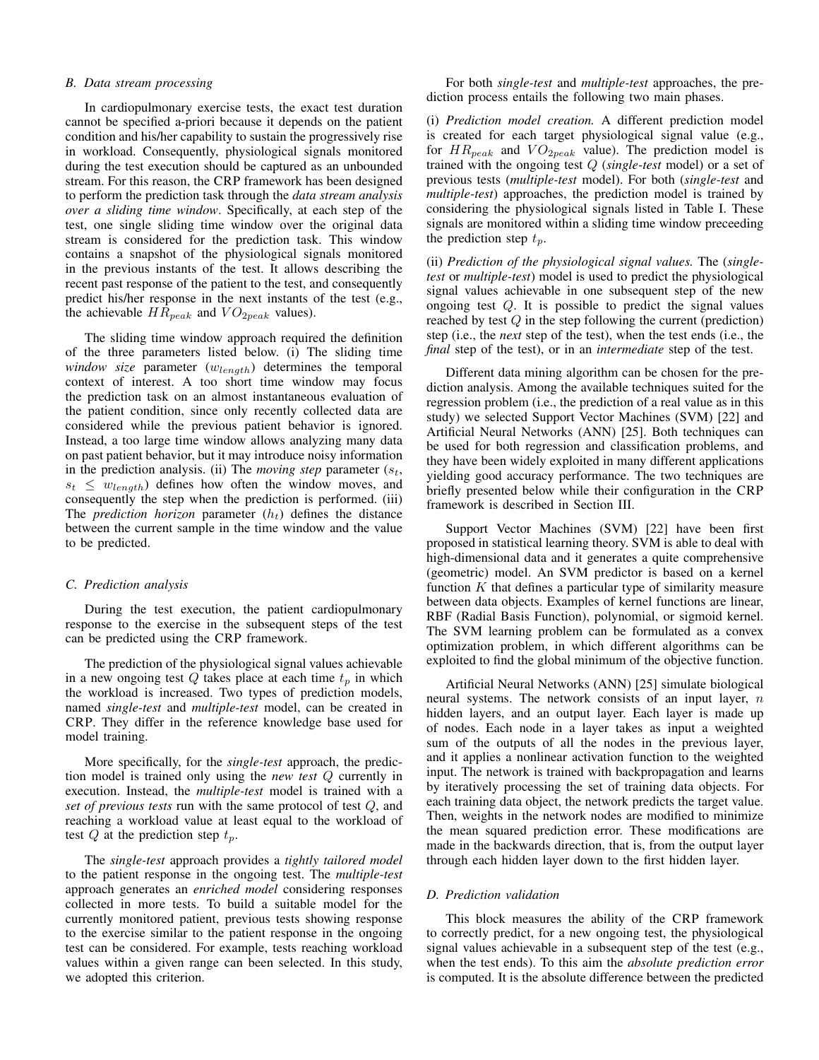### B. Data stream processing

In cardiopulmonary exercise tests, the exact test duration cannot be specified a-priori because it depends on the patient condition and his/her capability to sustain the progressively rise in workload. Consequently, physiological signals monitored during the test execution should be captured as an unbounded stream. For this reason, the CRP framework has been designed to perform the prediction task through the *data stream analysis over a sliding time window*. Specifically, at each step of the test, one single sliding time window over the original data stream is considered for the prediction task. This window contains a snapshot of the physiological signals monitored in the previous instants of the test. It allows describing the recent past response of the patient to the test, and consequently predict his/her response in the next instants of the test (e.g., the achievable $HR_{peak}$ and $VO_{2peak}$ values).

The sliding time window approach required the definition of the three parameters listed below. (i) The sliding time *window size* parameter ($w_{length}$) determines the temporal context of interest. A too short time window may focus the prediction task on an almost instantaneous evaluation of the patient condition, since only recently collected data are considered while the previous patient behavior is ignored. Instead, a too large time window allows analyzing many data on past patient behavior, but it may introduce noisy information in the prediction analysis. (ii) The *moving step* parameter ($s_t$, $s_t \leq w_{length}$) defines how often the window moves, and consequently the step when the prediction is performed. (iii) The *prediction horizon* parameter ($h_t$) defines the distance between the current sample in the time window and the value to be predicted.

### C. Prediction analysis

During the test execution, the patient cardiopulmonary response to the exercise in the subsequent steps of the test can be predicted using the CRP framework.

The prediction of the physiological signal values achievable in a new ongoing test $Q$ takes place at each time $t_p$ in which the workload is increased. Two types of prediction models, named *single-test* and *multiple-test* model, can be created in CRP. They differ in the reference knowledge base used for model training.

More specifically, for the *single-test* approach, the prediction model is trained only using the *new test* $Q$ currently in execution. Instead, the *multiple-test* model is trained with a *set of previous tests* run with the same protocol of test $Q$, and reaching a workload value at least equal to the workload of test $Q$ at the prediction step $t_p$.

The *single-test* approach provides a *tightly tailored model* to the patient response in the ongoing test. The *multiple-test* approach generates an *enriched model* considering responses collected in more tests. To build a suitable model for the currently monitored patient, previous tests showing response to the exercise similar to the patient response in the ongoing test can be considered. For example, tests reaching workload values within a given range can been selected. In this study, we adopted this criterion.

For both *single-test* and *multiple-test* approaches, the prediction process entails the following two main phases.

(i) *Prediction model creation.* A different prediction model is created for each target physiological signal value (e.g., for $HR_{peak}$ and $VO_{2peak}$ value). The prediction model is trained with the ongoing test $Q$ (*single-test* model) or a set of previous tests (*multiple-test* model). For both (*single-test* and *multiple-test*) approaches, the prediction model is trained by considering the physiological signals listed in Table I. These signals are monitored within a sliding time window preceeding the prediction step $t_p$.

(ii) *Prediction of the physiological signal values.* The (*single-test* or *multiple-test*) model is used to predict the physiological signal values achievable in one subsequent step of the new ongoing test $Q$. It is possible to predict the signal values reached by test $Q$ in the step following the current (prediction) step (i.e., the *next* step of the test), when the test ends (i.e., the *final* step of the test), or in an *intermediate* step of the test.

Different data mining algorithm can be chosen for the prediction analysis. Among the available techniques suited for the regression problem (i.e., the prediction of a real value as in this study) we selected Support Vector Machines (SVM) [22] and Artificial Neural Networks (ANN) [25]. Both techniques can be used for both regression and classification problems, and they have been widely exploited in many different applications yielding good accuracy performance. The two techniques are briefly presented below while their configuration in the CRP framework is described in Section III.

Support Vector Machines (SVM) [22] have been first proposed in statistical learning theory. SVM is able to deal with high-dimensional data and it generates a quite comprehensive (geometric) model. An SVM predictor is based on a kernel function $K$ that defines a particular type of similarity measure between data objects. Examples of kernel functions are linear, RBF (Radial Basis Function), polynomial, or sigmoid kernel. The SVM learning problem can be formulated as a convex optimization problem, in which different algorithms can be exploited to find the global minimum of the objective function.

Artificial Neural Networks (ANN) [25] simulate biological neural systems. The network consists of an input layer, $n$ hidden layers, and an output layer. Each layer is made up of nodes. Each node in a layer takes as input a weighted sum of the outputs of all the nodes in the previous layer, and it applies a nonlinear activation function to the weighted input. The network is trained with backpropagation and learns by iteratively processing the set of training data objects. For each training data object, the network predicts the target value. Then, weights in the network nodes are modified to minimize the mean squared prediction error. These modifications are made in the backwards direction, that is, from the output layer through each hidden layer down to the first hidden layer.

### D. Prediction validation

This block measures the ability of the CRP framework to correctly predict, for a new ongoing test, the physiological signal values achievable in a subsequent step of the test (e.g., when the test ends). To this aim the *absolute prediction error* is computed. It is the absolute difference between the predicted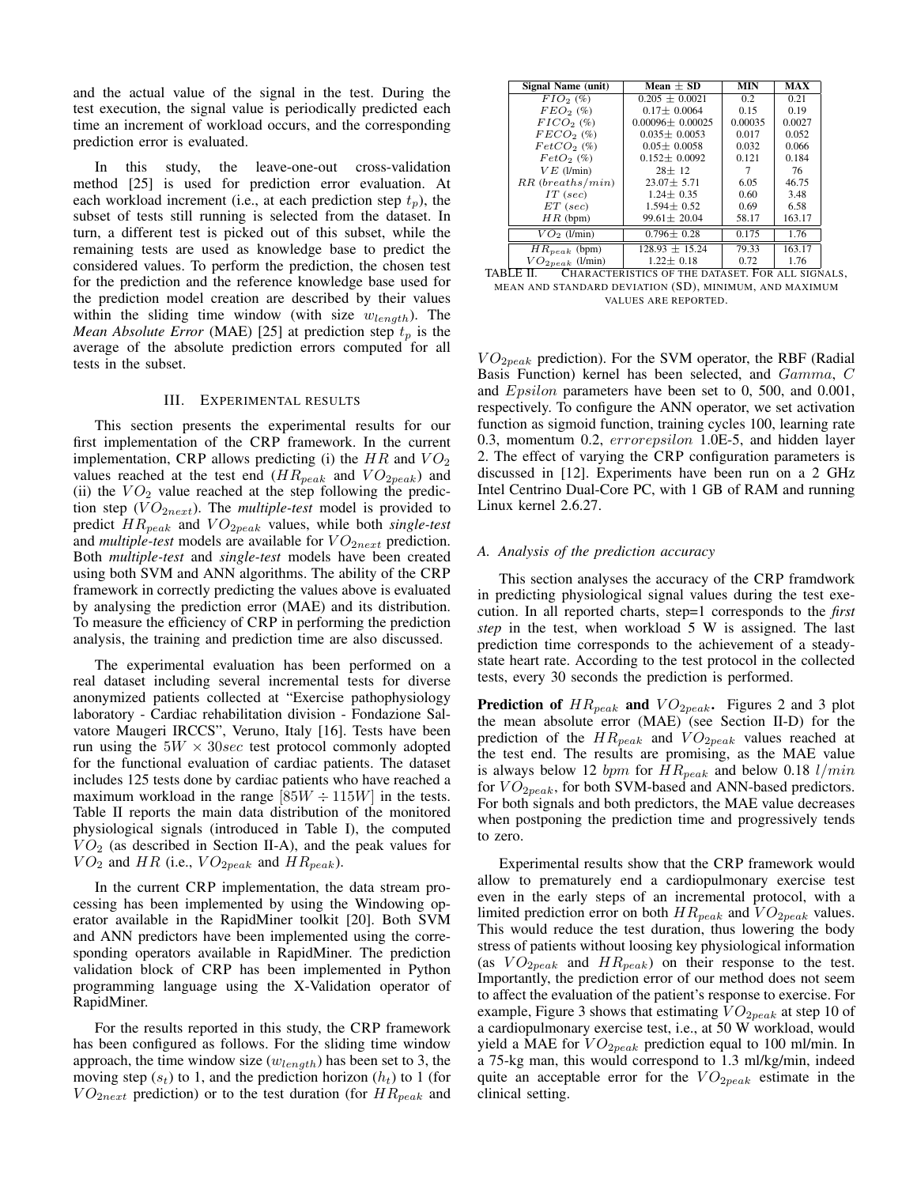and the actual value of the signal in the test. During the test execution, the signal value is periodically predicted each time an increment of workload occurs, and the corresponding prediction error is evaluated.

In this study, the leave-one-out cross-validation method [25] is used for prediction error evaluation. At each workload increment (i.e., at each prediction step $t_p$), the subset of tests still running is selected from the dataset. In turn, a different test is picked out of this subset, while the remaining tests are used as knowledge base to predict the considered values. To perform the prediction, the chosen test for the prediction and the reference knowledge base used for the prediction model creation are described by their values within the sliding time window (with size $w_{length}$). The *Mean Absolute Error* (MAE) [25] at prediction step $t_p$ is the average of the absolute prediction errors computed for all tests in the subset.

## III. Experimental results

This section presents the experimental results for our first implementation of the CRP framework. In the current implementation, CRP allows predicting (i) the $HR$ and $VO_2$ values reached at the test end ($HR_{peak}$ and $VO_{2peak}$) and (ii) the $VO_2$ value reached at the step following the prediction step ($VO_{2next}$). The *multiple-test* model is provided to predict $HR_{peak}$ and $VO_{2peak}$ values, while both *single-test* and *multiple-test* models are available for $VO_{2next}$ prediction. Both *multiple-test* and *single-test* models have been created using both SVM and ANN algorithms. The ability of the CRP framework in correctly predicting the values above is evaluated by analysing the prediction error (MAE) and its distribution. To measure the efficiency of CRP in performing the prediction analysis, the training and prediction time are also discussed.

The experimental evaluation has been performed on a real dataset including several incremental tests for diverse anonymized patients collected at "Exercise pathophysiology laboratory - Cardiac rehabilitation division - Fondazione Salvatore Maugeri IRCCS", Veruno, Italy [16]. Tests have been run using the $5W \times 30sec$ test protocol commonly adopted for the functional evaluation of cardiac patients. The dataset includes 125 tests done by cardiac patients who have reached a maximum workload in the range $[85W \div 115W]$ in the tests. Table II reports the main data distribution of the monitored physiological signals (introduced in Table I), the computed $VO_2$ (as described in Section II-A), and the peak values for $VO_2$ and $HR$ (i.e., $VO_{2peak}$ and $HR_{peak}$).

In the current CRP implementation, the data stream processing has been implemented by using the Windowing operator available in the RapidMiner toolkit [20]. Both SVM and ANN predictors have been implemented using the corresponding operators available in RapidMiner. The prediction validation block of CRP has been implemented in Python programming language using the X-Validation operator of RapidMiner.

For the results reported in this study, the CRP framework has been configured as follows. For the sliding time window approach, the time window size ($w_{length}$) has been set to 3, the moving step ($s_t$) to 1, and the prediction horizon ($h_t$) to 1 (for $VO_{2next}$ prediction) or to the test duration (for $HR_{peak}$ and $VO_{2peak}$ prediction). For the SVM operator, the RBF (Radial Basis Function) kernel has been selected, and $Gamma$, $C$ and $Epsilon$ parameters have been set to 0, 500, and 0.001, respectively. To configure the ANN operator, we set activation function as sigmoid function, training cycles 100, learning rate 0.3, momentum 0.2, $errorepsilon$ 1.0E-5, and hidden layer 2. The effect of varying the CRP configuration parameters is discussed in [12]. Experiments have been run on a 2 GHz Intel Centrino Dual-Core PC, with 1 GB of RAM and running Linux kernel 2.6.27.

| Signal Name (unit) | Mean ± SD | MIN | MAX |
|---|---|---|---|
| $FIO_2$ (%) | 0.205 ± 0.0021 | 0.2 | 0.21 |
| $FEO_2$ (%) | 0.17± 0.0064 | 0.15 | 0.19 |
| $FICO_2$ (%) | 0.00096± 0.00025 | 0.00035 | 0.0027 |
| $FECO_2$ (%) | 0.035± 0.0053 | 0.017 | 0.052 |
| $FetCO_2$ (%) | 0.05± 0.0058 | 0.032 | 0.066 |
| $FetO_2$ (%) | 0.152± 0.0092 | 0.121 | 0.184 |
| $VE$ (l/min) | 28± 12 | 7 | 76 |
| $RR$ ($breaths/min$) | 23.07± 5.71 | 6.05 | 46.75 |
| $IT$ ($sec$) | 1.24± 0.35 | 0.60 | 3.48 |
| $ET$ ($sec$) | 1.594± 0.52 | 0.69 | 6.58 |
| $HR$ (bpm) | 99.61± 20.04 | 58.17 | 163.17 |
| $VO_2$ (l/min) | 0.796± 0.28 | 0.175 | 1.76 |
| $HR_{peak}$ (bpm) | 128.93 ± 15.24 | 79.33 | 163.17 |
| $VO_{2peak}$ (l/min) | 1.22± 0.18 | 0.72 | 1.76 |

TABLE II. Characteristics of the dataset. For all signals, mean and standard deviation (SD), minimum, and maximum values are reported.

### A. Analysis of the prediction accuracy

This section analyses the accuracy of the CRP framdwork in predicting physiological signal values during the test execution. In all reported charts, step=1 corresponds to the *first step* in the test, when workload 5 W is assigned. The last prediction time corresponds to the achievement of a steady-state heart rate. According to the test protocol in the collected tests, every 30 seconds the prediction is performed.

**Prediction of $HR_{peak}$ and $VO_{2peak}$.** Figures 2 and 3 plot the mean absolute error (MAE) (see Section II-D) for the prediction of the $HR_{peak}$ and $VO_{2peak}$ values reached at the test end. The results are promising, as the MAE value is always below 12 $bpm$ for $HR_{peak}$ and below 0.18 $l/min$ for $VO_{2peak}$, for both SVM-based and ANN-based predictors. For both signals and both predictors, the MAE value decreases when postponing the prediction time and progressively tends to zero.

Experimental results show that the CRP framework would allow to prematurely end a cardiopulmonary exercise test even in the early steps of an incremental protocol, with a limited prediction error on both $HR_{peak}$ and $VO_{2peak}$ values. This would reduce the test duration, thus lowering the body stress of patients without loosing key physiological information (as $VO_{2peak}$ and $HR_{peak}$) on their response to the test. Importantly, the prediction error of our method does not seem to affect the evaluation of the patient's response to exercise. For example, Figure 3 shows that estimating $VO_{2peak}$ at step 10 of a cardiopulmonary exercise test, i.e., at 50 W workload, would yield a MAE for $VO_{2peak}$ prediction equal to 100 ml/min. In a 75-kg man, this would correspond to 1.3 ml/kg/min, indeed quite an acceptable error for the $VO_{2peak}$ estimate in the clinical setting.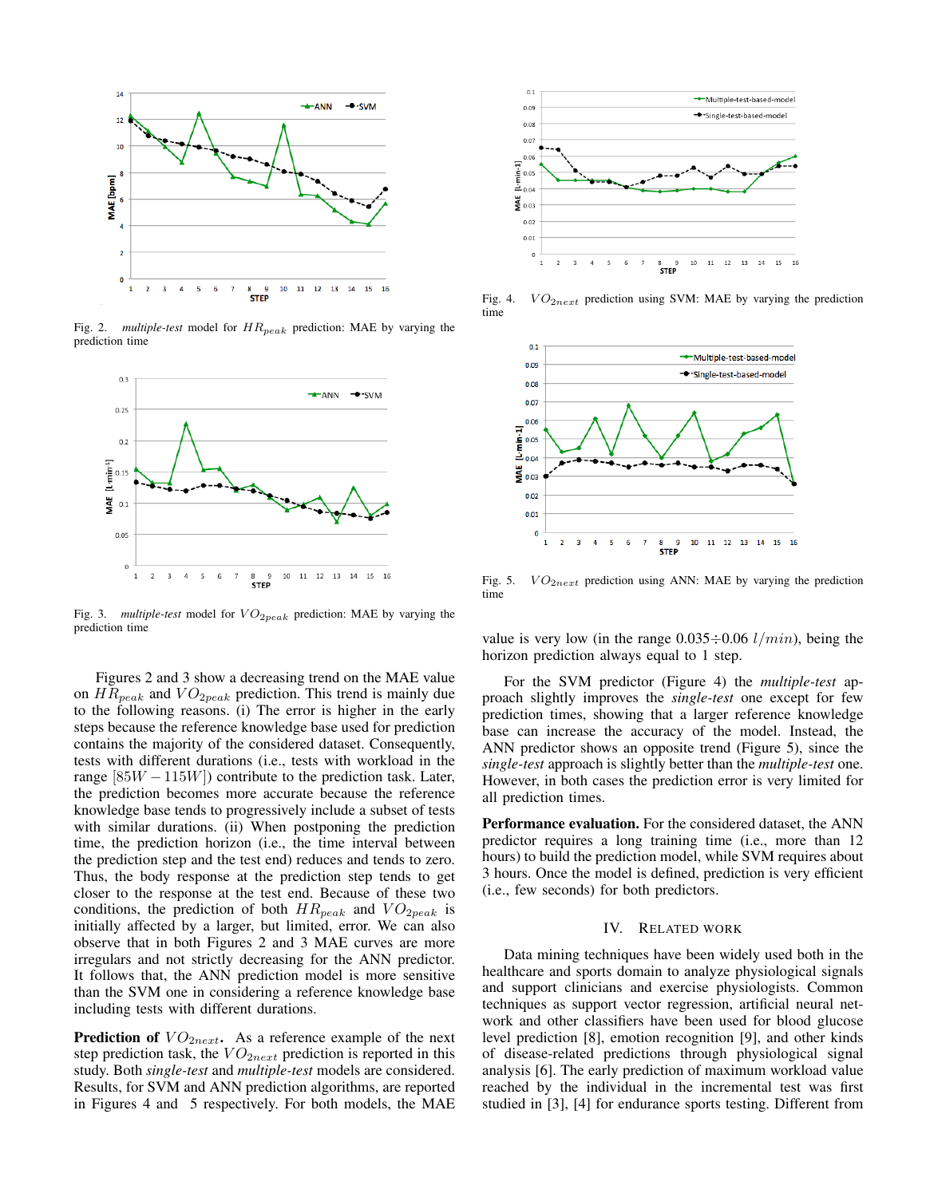Fig. 2. *multiple-test* model for $HR_{peak}$ prediction: MAE by varying the prediction time

Fig. 3. *multiple-test* model for $VO_{2peak}$ prediction: MAE by varying the prediction time

Fig. 4. $VO_{2next}$ prediction using SVM: MAE by varying the prediction time

Fig. 5. $VO_{2next}$ prediction using ANN: MAE by varying the prediction time

Figures 2 and 3 show a decreasing trend on the MAE value on $HR_{peak}$ and $VO_{2peak}$ prediction. This trend is mainly due to the following reasons. (i) The error is higher in the early steps because the reference knowledge base used for prediction contains the majority of the considered dataset. Consequently, tests with different durations (i.e., tests with workload in the range $[85W - 115W]$) contribute to the prediction task. Later, the prediction becomes more accurate because the reference knowledge base tends to progressively include a subset of tests with similar durations. (ii) When postponing the prediction time, the prediction horizon (i.e., the time interval between the prediction step and the test end) reduces and tends to zero. Thus, the body response at the prediction step tends to get closer to the response at the test end. Because of these two conditions, the prediction of both $HR_{peak}$ and $VO_{2peak}$ is initially affected by a larger, but limited, error. We can also observe that in both Figures 2 and 3 MAE curves are more irregulars and not strictly decreasing for the ANN predictor. It follows that, the ANN prediction model is more sensitive than the SVM one in considering a reference knowledge base including tests with different durations.

**Prediction of $VO_{2next}$.** As a reference example of the next step prediction task, the $VO_{2next}$ prediction is reported in this study. Both *single-test* and *multiple-test* models are considered. Results, for SVM and ANN prediction algorithms, are reported in Figures 4 and 5 respectively. For both models, the MAE value is very low (in the range $0.035 \div 0.06$ $l/min$), being the horizon prediction always equal to 1 step.

For the SVM predictor (Figure 4) the *multiple-test* approach slightly improves the *single-test* one except for few prediction times, showing that a larger reference knowledge base can increase the accuracy of the model. Instead, the ANN predictor shows an opposite trend (Figure 5), since the *single-test* approach is slightly better than the *multiple-test* one. However, in both cases the prediction error is very limited for all prediction times.

**Performance evaluation.** For the considered dataset, the ANN predictor requires a long training time (i.e., more than 12 hours) to build the prediction model, while SVM requires about 3 hours. Once the model is defined, prediction is very efficient (i.e., few seconds) for both predictors.

## IV. Related Work

Data mining techniques have been widely used both in the healthcare and sports domain to analyze physiological signals and support clinicians and exercise physiologists. Common techniques as support vector regression, artificial neural network and other classifiers have been used for blood glucose level prediction [8], emotion recognition [9], and other kinds of disease-related predictions through physiological signal analysis [6]. The early prediction of maximum workload value reached by the individual in the incremental test was first studied in [3], [4] for endurance sports testing. Different from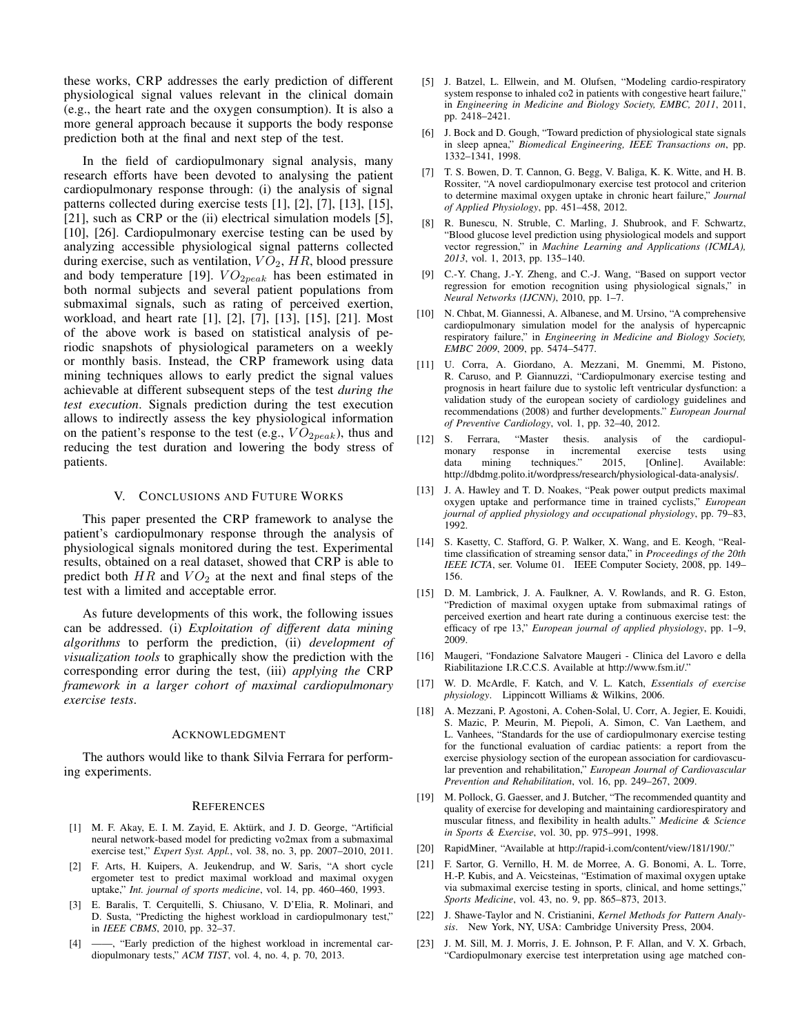these works, CRP addresses the early prediction of different physiological signal values relevant in the clinical domain (e.g., the heart rate and the oxygen consumption). It is also a more general approach because it supports the body response prediction both at the final and next step of the test.

In the field of cardiopulmonary signal analysis, many research efforts have been devoted to analysing the patient cardiopulmonary response through: (i) the analysis of signal patterns collected during exercise tests [1], [2], [7], [13], [15], [21], such as CRP or the (ii) electrical simulation models [5], [10], [26]. Cardiopulmonary exercise testing can be used by analyzing accessible physiological signal patterns collected during exercise, such as ventilation, $VO_2$, $HR$, blood pressure and body temperature [19]. $VO_{2peak}$ has been estimated in both normal subjects and several patient populations from submaximal signals, such as rating of perceived exertion, workload, and heart rate [1], [2], [7], [13], [15], [21]. Most of the above work is based on statistical analysis of periodic snapshots of physiological parameters on a weekly or monthly basis. Instead, the CRP framework using data mining techniques allows to early predict the signal values achievable at different subsequent steps of the test *during the test execution*. Signals prediction during the test execution allows to indirectly assess the key physiological information on the patient's response to the test (e.g., $VO_{2peak}$), thus and reducing the test duration and lowering the body stress of patients.

## V. Conclusions and Future Works

This paper presented the CRP framework to analyse the patient's cardiopulmonary response through the analysis of physiological signals monitored during the test. Experimental results, obtained on a real dataset, showed that CRP is able to predict both $HR$ and $VO_2$ at the next and final steps of the test with a limited and acceptable error.

As future developments of this work, the following issues can be addressed. (i) *Exploitation of different data mining algorithms* to perform the prediction, (ii) *development of visualization tools* to graphically show the prediction with the corresponding error during the test, (iii) *applying the* CRP *framework in a larger cohort of maximal cardiopulmonary exercise tests*.

## Acknowledgment

The authors would like to thank Silvia Ferrara for performing experiments.

## References

[1] M. F. Akay, E. I. M. Zayid, E. Aktürk, and J. D. George, "Artificial neural network-based model for predicting vo2max from a submaximal exercise test," *Expert Syst. Appl.*, vol. 38, no. 3, pp. 2007–2010, 2011.

[2] F. Arts, H. Kuipers, A. Jeukendrup, and W. Saris, "A short cycle ergometer test to predict maximal workload and maximal oxygen uptake," *Int. journal of sports medicine*, vol. 14, pp. 460–460, 1993.

[3] E. Baralis, T. Cerquitelli, S. Chiusano, V. D'Elia, R. Molinari, and D. Susta, "Predicting the highest workload in cardiopulmonary test," in *IEEE CBMS*, 2010, pp. 32–37.

[4] ——, "Early prediction of the highest workload in incremental cardiopulmonary tests," *ACM TIST*, vol. 4, no. 4, p. 70, 2013.

[5] J. Batzel, L. Ellwein, and M. Olufsen, "Modeling cardio-respiratory system response to inhaled co2 in patients with congestive heart failure," in *Engineering in Medicine and Biology Society, EMBC, 2011*, 2011, pp. 2418–2421.

[6] J. Bock and D. Gough, "Toward prediction of physiological state signals in sleep apnea," *Biomedical Engineering, IEEE Transactions on*, pp. 1332–1341, 1998.

[7] T. S. Bowen, D. T. Cannon, G. Begg, V. Baliga, K. K. Witte, and H. B. Rossiter, "A novel cardiopulmonary exercise test protocol and criterion to determine maximal oxygen uptake in chronic heart failure," *Journal of Applied Physiology*, pp. 451–458, 2012.

[8] R. Bunescu, N. Struble, C. Marling, J. Shubrook, and F. Schwartz, "Blood glucose level prediction using physiological models and support vector regression," in *Machine Learning and Applications (ICMLA), 2013*, vol. 1, 2013, pp. 135–140.

[9] C.-Y. Chang, J.-Y. Zheng, and C.-J. Wang, "Based on support vector regression for emotion recognition using physiological signals," in *Neural Networks (IJCNN)*, 2010, pp. 1–7.

[10] N. Chbat, M. Giannessi, A. Albanese, and M. Ursino, "A comprehensive cardiopulmonary simulation model for the analysis of hypercapnic respiratory failure," in *Engineering in Medicine and Biology Society, EMBC 2009*, 2009, pp. 5474–5477.

[11] U. Corra, A. Giordano, A. Mezzani, M. Gnemmi, M. Pistono, R. Caruso, and P. Giannuzzi, "Cardiopulmonary exercise testing and prognosis in heart failure due to systolic left ventricular dysfunction: a validation study of the european society of cardiology guidelines and recommendations (2008) and further developments." *European Journal of Preventive Cardiology*, vol. 1, pp. 32–40, 2012.

[12] S. Ferrara, "Master thesis. analysis of the cardiopulmonary response in incremental exercise tests using data mining techniques." 2015, [Online]. Available: http://dbdmg.polito.it/wordpress/research/physiological-data-analysis/.

[13] J. A. Hawley and T. D. Noakes, "Peak power output predicts maximal oxygen uptake and performance time in trained cyclists," *European journal of applied physiology and occupational physiology*, pp. 79–83, 1992.

[14] S. Kasetty, C. Stafford, G. P. Walker, X. Wang, and E. Keogh, "Real-time classification of streaming sensor data," in *Proceedings of the 20th IEEE ICTA*, ser. Volume 01. IEEE Computer Society, 2008, pp. 149–156.

[15] D. M. Lambrick, J. A. Faulkner, A. V. Rowlands, and R. G. Eston, "Prediction of maximal oxygen uptake from submaximal ratings of perceived exertion and heart rate during a continuous exercise test: the efficacy of rpe 13," *European journal of applied physiology*, pp. 1–9, 2009.

[16] Maugeri, "Fondazione Salvatore Maugeri - Clinica del Lavoro e della Riabilitazione I.R.C.C.S. Available at http://www.fsm.it/."

[17] W. D. McArdle, F. Katch, and V. L. Katch, *Essentials of exercise physiology*. Lippincott Williams & Wilkins, 2006.

[18] A. Mezzani, P. Agostoni, A. Cohen-Solal, U. Corr, A. Jegier, E. Kouidi, S. Mazic, P. Meurin, M. Piepoli, A. Simon, C. Van Laethem, and L. Vanhees, "Standards for the use of cardiopulmonary exercise testing for the functional evaluation of cardiac patients: a report from the exercise physiology section of the european association for cardiovascular prevention and rehabilitation," *European Journal of Cardiovascular Prevention and Rehabilitation*, vol. 16, pp. 249–267, 2009.

[19] M. Pollock, G. Gaesser, and J. Butcher, "The recommended quantity and quality of exercise for developing and maintaining cardiorespiratory and muscular fitness, and flexibility in health adults." *Medicine & Science in Sports & Exercise*, vol. 30, pp. 975–991, 1998.

[20] RapidMiner, "Available at http://rapid-i.com/content/view/181/190/."

[21] F. Sartor, G. Vernillo, H. M. de Morree, A. G. Bonomi, A. L. Torre, H.-P. Kubis, and A. Veicsteinas, "Estimation of maximal oxygen uptake via submaximal exercise testing in sports, clinical, and home settings," *Sports Medicine*, vol. 43, no. 9, pp. 865–873, 2013.

[22] J. Shawe-Taylor and N. Cristianini, *Kernel Methods for Pattern Analysis*. New York, NY, USA: Cambridge University Press, 2004.

[23] J. M. Sill, M. J. Morris, J. E. Johnson, P. F. Allan, and V. X. Grbach, "Cardiopulmonary exercise test interpretation using age matched con-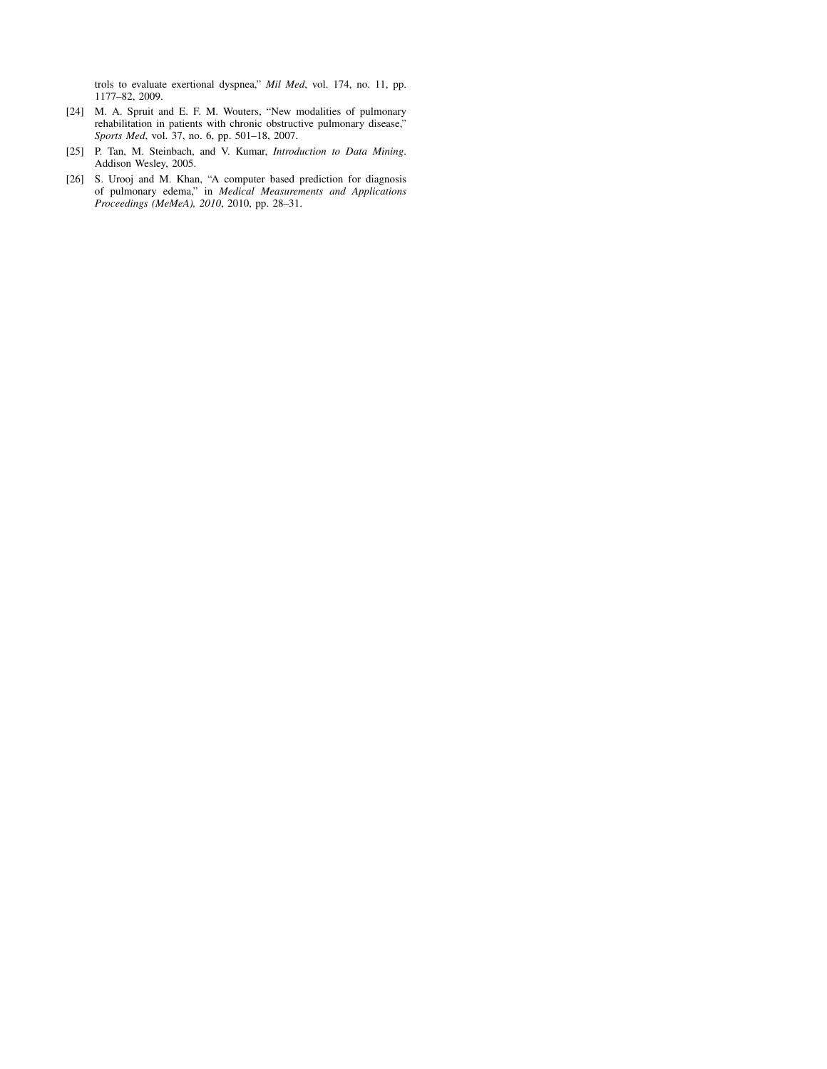trols to evaluate exertional dyspnea," *Mil Med*, vol. 174, no. 11, pp. 1177–82, 2009.

[24] M. A. Spruit and E. F. M. Wouters, "New modalities of pulmonary rehabilitation in patients with chronic obstructive pulmonary disease," *Sports Med*, vol. 37, no. 6, pp. 501–18, 2007.

[25] P. Tan, M. Steinbach, and V. Kumar, *Introduction to Data Mining*. Addison Wesley, 2005.

[26] S. Urooj and M. Khan, "A computer based prediction for diagnosis of pulmonary edema," in *Medical Measurements and Applications Proceedings (MeMeA), 2010*, 2010, pp. 28–31.